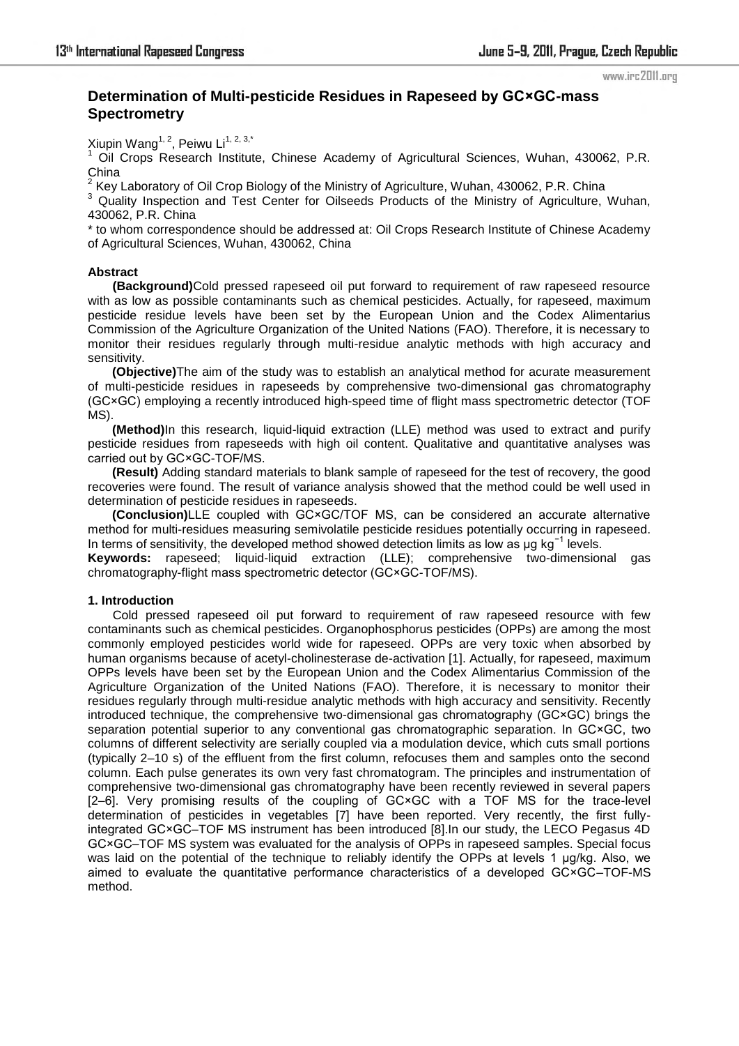# Determination of Multi-pesticide Residues in Rapeseed by GC×GC-mass Spectrometry

Xiupin Wang[1, 2], Peiwu Li[1, 2, 3,*]

[1] Oil Crops Research Institute, Chinese Academy of Agricultural Sciences, Wuhan, 430062, P.R. China

[2] Key Laboratory of Oil Crop Biology of the Ministry of Agriculture, Wuhan, 430062, P.R. China

[3] Quality Inspection and Test Center for Oilseeds Products of the Ministry of Agriculture, Wuhan, 430062, P.R. China

* to whom correspondence should be addressed at: Oil Crops Research Institute of Chinese Academy of Agricultural Sciences, Wuhan, 430062, China

## Abstract

**(Background)**Cold pressed rapeseed oil put forward to requirement of raw rapeseed resource with as low as possible contaminants such as chemical pesticides. Actually, for rapeseed, maximum pesticide residue levels have been set by the European Union and the Codex Alimentarius Commission of the Agriculture Organization of the United Nations (FAO). Therefore, it is necessary to monitor their residues regularly through multi-residue analytic methods with high accuracy and sensitivity.

**(Objective)**The aim of the study was to establish an analytical method for acurate measurement of multi-pesticide residues in rapeseeds by comprehensive two-dimensional gas chromatography (GC×GC) employing a recently introduced high-speed time of flight mass spectrometric detector (TOF MS).

**(Method)**In this research, liquid-liquid extraction (LLE) method was used to extract and purify pesticide residues from rapeseeds with high oil content. Qualitative and quantitative analyses was carried out by GC×GC-TOF/MS.

**(Result)** Adding standard materials to blank sample of rapeseed for the test of recovery, the good recoveries were found. The result of variance analysis showed that the method could be well used in determination of pesticide residues in rapeseeds.

**(Conclusion)**LLE coupled with GC×GC/TOF MS, can be considered an accurate alternative method for multi-residues measuring semivolatile pesticide residues potentially occurring in rapeseed. In terms of sensitivity, the developed method showed detection limits as low as μg $kg^{-1}$ levels.

**Keywords:** rapeseed; liquid-liquid extraction (LLE); comprehensive two-dimensional gas chromatography-flight mass spectrometric detector (GC×GC-TOF/MS).

## 1. Introduction

Cold pressed rapeseed oil put forward to requirement of raw rapeseed resource with few contaminants such as chemical pesticides. Organophosphorus pesticides (OPPs) are among the most commonly employed pesticides world wide for rapeseed. OPPs are very toxic when absorbed by human organisms because of acetyl-cholinesterase de-activation [1]. Actually, for rapeseed, maximum OPPs levels have been set by the European Union and the Codex Alimentarius Commission of the Agriculture Organization of the United Nations (FAO). Therefore, it is necessary to monitor their residues regularly through multi-residue analytic methods with high accuracy and sensitivity. Recently introduced technique, the comprehensive two-dimensional gas chromatography (GC×GC) brings the separation potential superior to any conventional gas chromatographic separation. In GC×GC, two columns of different selectivity are serially coupled via a modulation device, which cuts small portions (typically 2–10 s) of the effluent from the first column, refocuses them and samples onto the second column. Each pulse generates its own very fast chromatogram. The principles and instrumentation of comprehensive two-dimensional gas chromatography have been recently reviewed in several papers [2–6]. Very promising results of the coupling of GC×GC with a TOF MS for the trace-level determination of pesticides in vegetables [7] have been reported. Very recently, the first fully-integrated GC×GC–TOF MS instrument has been introduced [8].In our study, the LECO Pegasus 4D GC×GC–TOF MS system was evaluated for the analysis of OPPs in rapeseed samples. Special focus was laid on the potential of the technique to reliably identify the OPPs at levels 1 μg/kg. Also, we aimed to evaluate the quantitative performance characteristics of a developed GC×GC–TOF-MS method.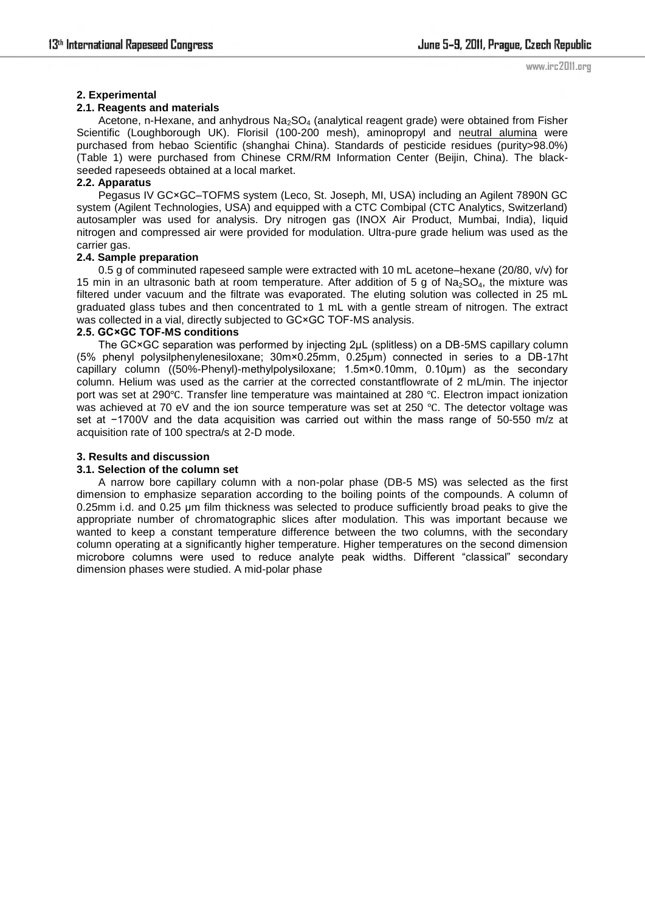## 2. Experimental

### 2.1. Reagents and materials

Acetone, n-Hexane, and anhydrous $Na_2SO_4$ (analytical reagent grade) were obtained from Fisher Scientific (Loughborough UK). Florisil (100-200 mesh), aminopropyl and neutral alumina were purchased from hebao Scientific (shanghai China). Standards of pesticide residues (purity>98.0%) (Table 1) were purchased from Chinese CRM/RM Information Center (Beijin, China). The black-seeded rapeseeds obtained at a local market.

### 2.2. Apparatus

Pegasus IV GC×GC–TOFMS system (Leco, St. Joseph, MI, USA) including an Agilent 7890N GC system (Agilent Technologies, USA) and equipped with a CTC Combipal (CTC Analytics, Switzerland) autosampler was used for analysis. Dry nitrogen gas (INOX Air Product, Mumbai, India), liquid nitrogen and compressed air were provided for modulation. Ultra-pure grade helium was used as the carrier gas.

### 2.4. Sample preparation

0.5 g of comminuted rapeseed sample were extracted with 10 mL acetone–hexane (20/80, v/v) for 15 min in an ultrasonic bath at room temperature. After addition of 5 g of $Na_2SO_4$, the mixture was filtered under vacuum and the filtrate was evaporated. The eluting solution was collected in 25 mL graduated glass tubes and then concentrated to 1 mL with a gentle stream of nitrogen. The extract was collected in a vial, directly subjected to GC×GC TOF-MS analysis.

### 2.5. GC×GC TOF-MS conditions

The GC×GC separation was performed by injecting 2μL (splitless) on a DB-5MS capillary column (5% phenyl polysilphenylenesiloxane; 30m×0.25mm, 0.25μm) connected in series to a DB-17ht capillary column ((50%-Phenyl)-methylpolysiloxane; 1.5m×0.10mm, 0.10μm) as the secondary column. Helium was used as the carrier at the corrected constantflowrate of 2 mL/min. The injector port was set at 290℃. Transfer line temperature was maintained at 280 ℃. Electron impact ionization was achieved at 70 eV and the ion source temperature was set at 250 ℃. The detector voltage was set at −1700V and the data acquisition was carried out within the mass range of 50-550 m/z at acquisition rate of 100 spectra/s at 2-D mode.

## 3. Results and discussion

### 3.1. Selection of the column set

A narrow bore capillary column with a non-polar phase (DB-5 MS) was selected as the first dimension to emphasize separation according to the boiling points of the compounds. A column of 0.25mm i.d. and 0.25 μm film thickness was selected to produce sufficiently broad peaks to give the appropriate number of chromatographic slices after modulation. This was important because we wanted to keep a constant temperature difference between the two columns, with the secondary column operating at a significantly higher temperature. Higher temperatures on the second dimension microbore columns were used to reduce analyte peak widths. Different "classical" secondary dimension phases were studied. A mid-polar phase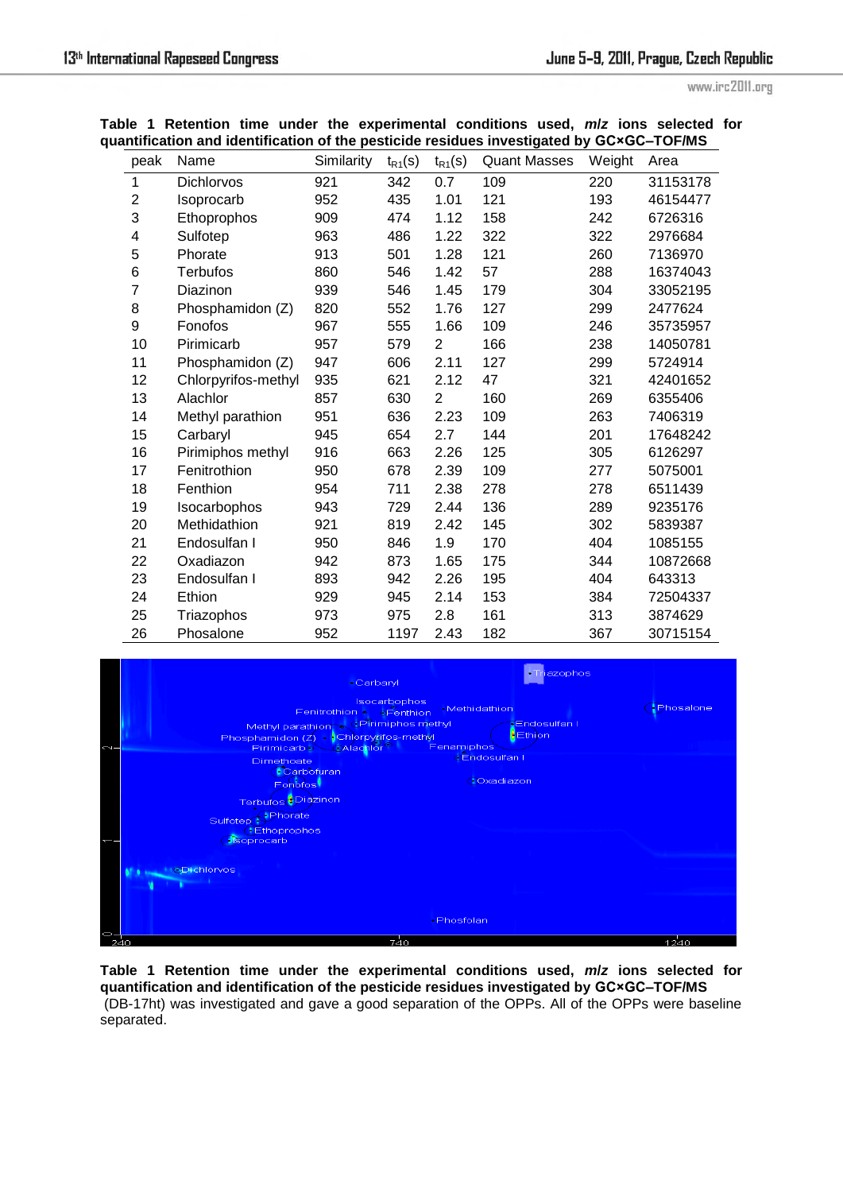**Table 1 Retention time under the experimental conditions used, *m/z* ions selected for quantification and identification of the pesticide residues investigated by GC×GC–TOF/MS**

| peak | Name | Similarity | $t_{R1}$(s) | $t_{R1}$(s) | Quant Masses | Weight | Area |
|---|---|---|---|---|---|---|---|
| 1 | Dichlorvos | 921 | 342 | 0.7 | 109 | 220 | 31153178 |
| 2 | Isoprocarb | 952 | 435 | 1.01 | 121 | 193 | 46154477 |
| 3 | Ethoprophos | 909 | 474 | 1.12 | 158 | 242 | 6726316 |
| 4 | Sulfotep | 963 | 486 | 1.22 | 322 | 322 | 2976684 |
| 5 | Phorate | 913 | 501 | 1.28 | 121 | 260 | 7136970 |
| 6 | Terbufos | 860 | 546 | 1.42 | 57 | 288 | 16374043 |
| 7 | Diazinon | 939 | 546 | 1.45 | 179 | 304 | 33052195 |
| 8 | Phosphamidon (Z) | 820 | 552 | 1.76 | 127 | 299 | 2477624 |
| 9 | Fonofos | 967 | 555 | 1.66 | 109 | 246 | 35735957 |
| 10 | Pirimicarb | 957 | 579 | 2 | 166 | 238 | 14050781 |
| 11 | Phosphamidon (Z) | 947 | 606 | 2.11 | 127 | 299 | 5724914 |
| 12 | Chlorpyrifos-methyl | 935 | 621 | 2.12 | 47 | 321 | 42401652 |
| 13 | Alachlor | 857 | 630 | 2 | 160 | 269 | 6355406 |
| 14 | Methyl parathion | 951 | 636 | 2.23 | 109 | 263 | 7406319 |
| 15 | Carbaryl | 945 | 654 | 2.7 | 144 | 201 | 17648242 |
| 16 | Pirimiphos methyl | 916 | 663 | 2.26 | 125 | 305 | 6126297 |
| 17 | Fenitrothion | 950 | 678 | 2.39 | 109 | 277 | 5075001 |
| 18 | Fenthion | 954 | 711 | 2.38 | 278 | 278 | 6511439 |
| 19 | Isocarbophos | 943 | 729 | 2.44 | 136 | 289 | 9235176 |
| 20 | Methidathion | 921 | 819 | 2.42 | 145 | 302 | 5839387 |
| 21 | Endosulfan I | 950 | 846 | 1.9 | 170 | 404 | 1085155 |
| 22 | Oxadiazon | 942 | 873 | 1.65 | 175 | 344 | 10872668 |
| 23 | Endosulfan I | 893 | 942 | 2.26 | 195 | 404 | 643313 |
| 24 | Ethion | 929 | 945 | 2.14 | 153 | 384 | 72504337 |
| 25 | Triazophos | 973 | 975 | 2.8 | 161 | 313 | 3874629 |
| 26 | Phosalone | 952 | 1197 | 2.43 | 182 | 367 | 30715154 |

**Table 1 Retention time under the experimental conditions used, *m/z* ions selected for quantification and identification of the pesticide residues investigated by GC×GC–TOF/MS**

(DB-17ht) was investigated and gave a good separation of the OPPs. All of the OPPs were baseline separated.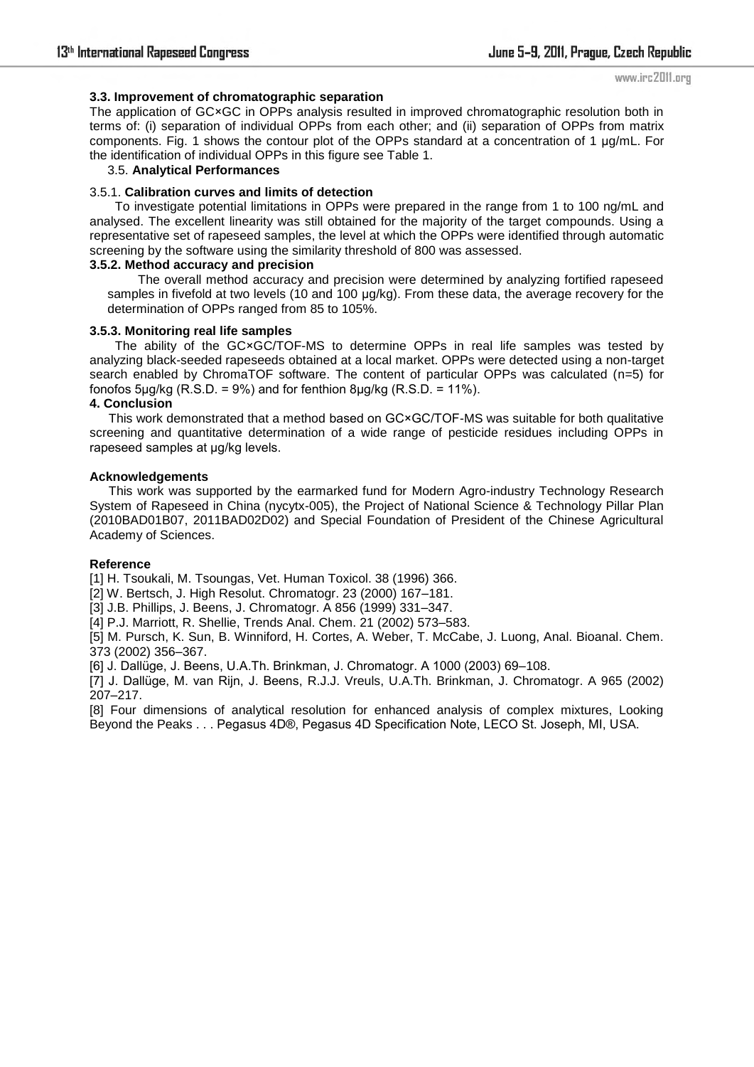### 3.3. Improvement of chromatographic separation

The application of GC×GC in OPPs analysis resulted in improved chromatographic resolution both in terms of: (i) separation of individual OPPs from each other; and (ii) separation of OPPs from matrix components. Fig. 1 shows the contour plot of the OPPs standard at a concentration of 1 μg/mL. For the identification of individual OPPs in this figure see Table 1.

### 3.5. Analytical Performances

#### 3.5.1. Calibration curves and limits of detection

To investigate potential limitations in OPPs were prepared in the range from 1 to 100 ng/mL and analysed. The excellent linearity was still obtained for the majority of the target compounds. Using a representative set of rapeseed samples, the level at which the OPPs were identified through automatic screening by the software using the similarity threshold of 800 was assessed.

#### 3.5.2. Method accuracy and precision

The overall method accuracy and precision were determined by analyzing fortified rapeseed samples in fivefold at two levels (10 and 100 μg/kg). From these data, the average recovery for the determination of OPPs ranged from 85 to 105%.

#### 3.5.3. Monitoring real life samples

The ability of the GC×GC/TOF-MS to determine OPPs in real life samples was tested by analyzing black-seeded rapeseeds obtained at a local market. OPPs were detected using a non-target search enabled by ChromaTOF software. The content of particular OPPs was calculated (n=5) for fonofos 5μg/kg (R.S.D. = 9%) and for fenthion 8μg/kg (R.S.D. = 11%).

## 4. Conclusion

This work demonstrated that a method based on GC×GC/TOF-MS was suitable for both qualitative screening and quantitative determination of a wide range of pesticide residues including OPPs in rapeseed samples at μg/kg levels.

## Acknowledgements

This work was supported by the earmarked fund for Modern Agro-industry Technology Research System of Rapeseed in China (nycytx-005), the Project of National Science & Technology Pillar Plan (2010BAD01B07, 2011BAD02D02) and Special Foundation of President of the Chinese Agricultural Academy of Sciences.

## Reference

[1] H. Tsoukali, M. Tsoungas, Vet. Human Toxicol. 38 (1996) 366.

[2] W. Bertsch, J. High Resolut. Chromatogr. 23 (2000) 167–181.

[3] J.B. Phillips, J. Beens, J. Chromatogr. A 856 (1999) 331–347.

[4] P.J. Marriott, R. Shellie, Trends Anal. Chem. 21 (2002) 573–583.

[5] M. Pursch, K. Sun, B. Winniford, H. Cortes, A. Weber, T. McCabe, J. Luong, Anal. Bioanal. Chem. 373 (2002) 356–367.

[6] J. Dallüge, J. Beens, U.A.Th. Brinkman, J. Chromatogr. A 1000 (2003) 69–108.

[7] J. Dallüge, M. van Rijn, J. Beens, R.J.J. Vreuls, U.A.Th. Brinkman, J. Chromatogr. A 965 (2002) 207–217.

[8] Four dimensions of analytical resolution for enhanced analysis of complex mixtures, Looking Beyond the Peaks . . . Pegasus 4D®, Pegasus 4D Specification Note, LECO St. Joseph, MI, USA.